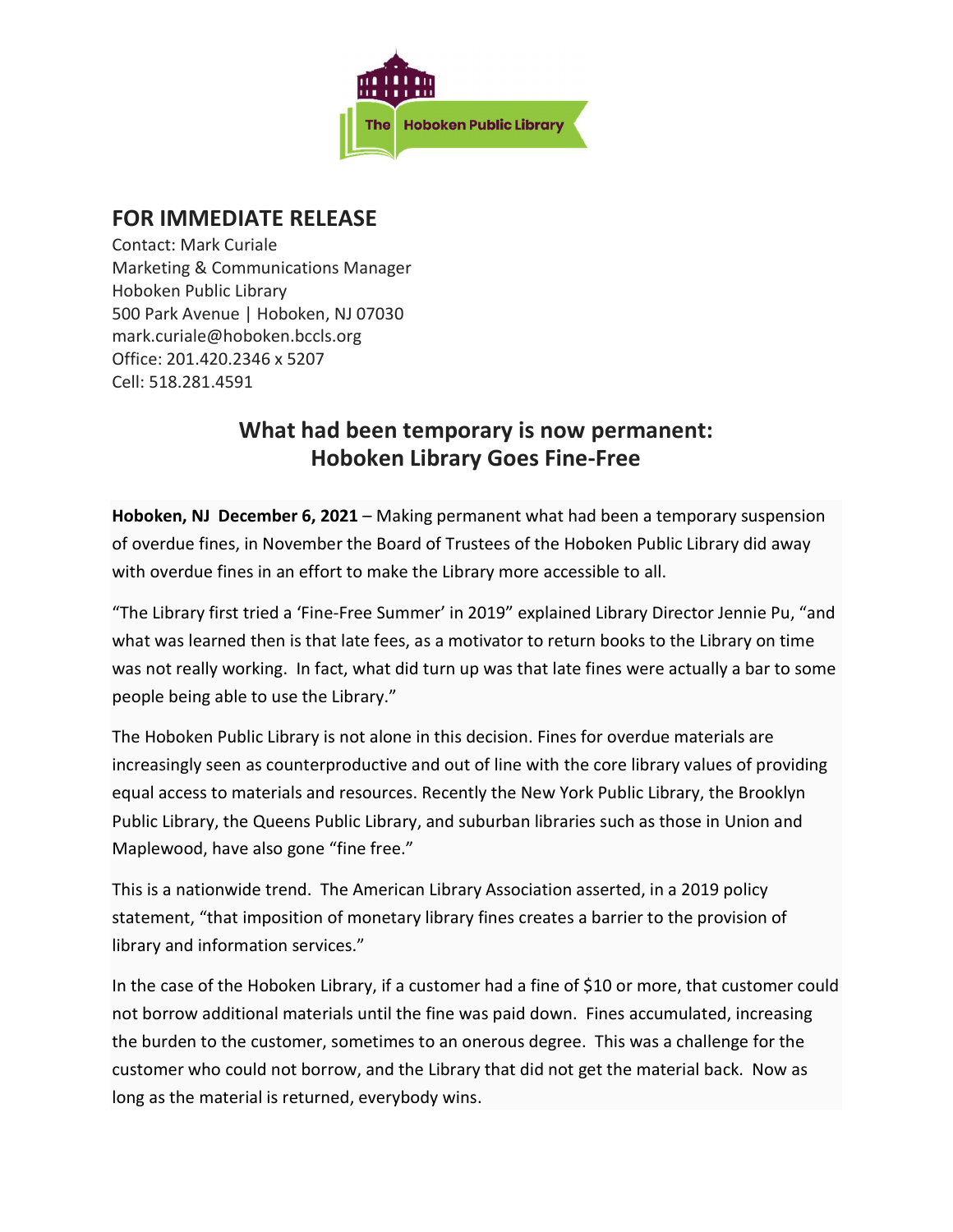The Hoboken Public Library

## FOR IMMEDIATE RELEASE

Contact: Mark Curiale
Marketing & Communications Manager
Hoboken Public Library
500 Park Avenue | Hoboken, NJ 07030
mark.curiale@hoboken.bccls.org
Office: 201.420.2346 x 5207
Cell: 518.281.4591

# What had been temporary is now permanent: Hoboken Library Goes Fine-Free

**Hoboken, NJ December 6, 2021** – Making permanent what had been a temporary suspension of overdue fines, in November the Board of Trustees of the Hoboken Public Library did away with overdue fines in an effort to make the Library more accessible to all.

"The Library first tried a 'Fine-Free Summer' in 2019" explained Library Director Jennie Pu, "and what was learned then is that late fees, as a motivator to return books to the Library on time was not really working. In fact, what did turn up was that late fines were actually a bar to some people being able to use the Library."

The Hoboken Public Library is not alone in this decision. Fines for overdue materials are increasingly seen as counterproductive and out of line with the core library values of providing equal access to materials and resources. Recently the New York Public Library, the Brooklyn Public Library, the Queens Public Library, and suburban libraries such as those in Union and Maplewood, have also gone "fine free."

This is a nationwide trend. The American Library Association asserted, in a 2019 policy statement, "that imposition of monetary library fines creates a barrier to the provision of library and information services."

In the case of the Hoboken Library, if a customer had a fine of $10 or more, that customer could not borrow additional materials until the fine was paid down. Fines accumulated, increasing the burden to the customer, sometimes to an onerous degree. This was a challenge for the customer who could not borrow, and the Library that did not get the material back. Now as long as the material is returned, everybody wins.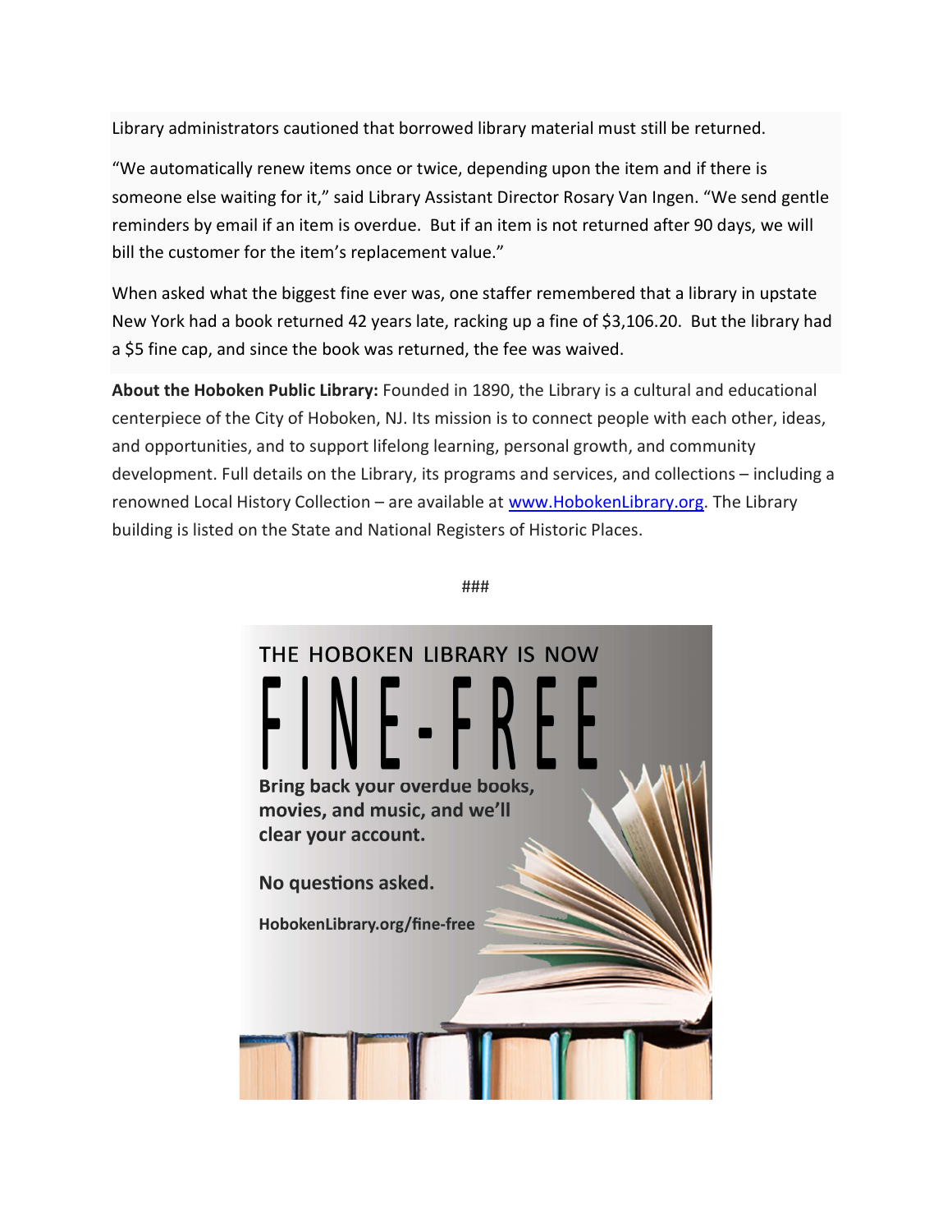Library administrators cautioned that borrowed library material must still be returned.

"We automatically renew items once or twice, depending upon the item and if there is someone else waiting for it," said Library Assistant Director Rosary Van Ingen. "We send gentle reminders by email if an item is overdue. But if an item is not returned after 90 days, we will bill the customer for the item's replacement value."

When asked what the biggest fine ever was, one staffer remembered that a library in upstate New York had a book returned 42 years late, racking up a fine of $3,106.20. But the library had a $5 fine cap, and since the book was returned, the fee was waived.

**About the Hoboken Public Library:** Founded in 1890, the Library is a cultural and educational centerpiece of the City of Hoboken, NJ. Its mission is to connect people with each other, ideas, and opportunities, and to support lifelong learning, personal growth, and community development. Full details on the Library, its programs and services, and collections – including a renowned Local History Collection – are available at [www.HobokenLibrary.org](http://www.HobokenLibrary.org). The Library building is listed on the State and National Registers of Historic Places.

###

THE HOBOKEN LIBRARY IS NOW

FINE-FREE

**Bring back your overdue books, movies, and music, and we'll clear your account.**

**No questions asked.**

**HobokenLibrary.org/fine-free**